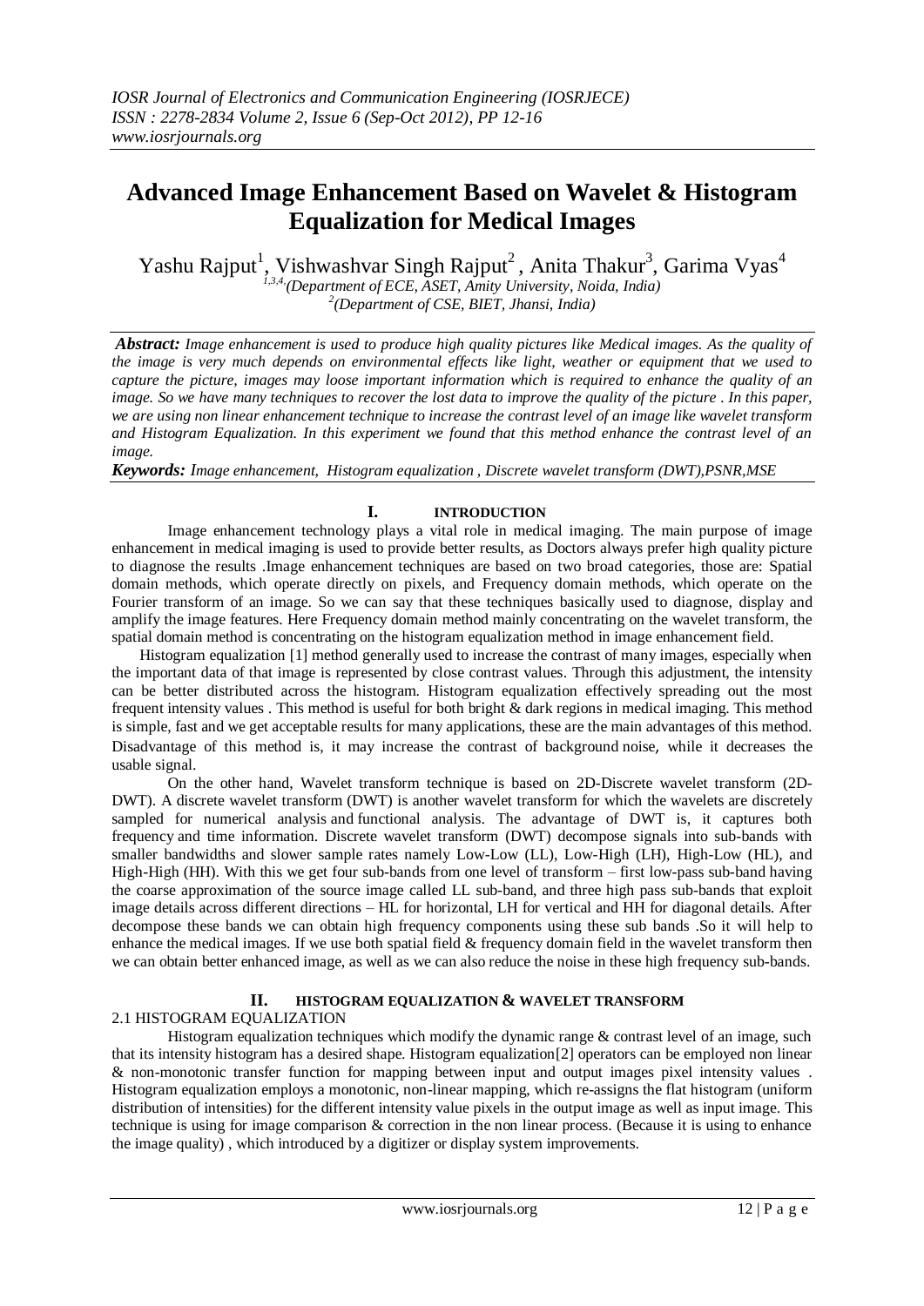# Advanced Image Enhancement Based on Wavelet & Histogram Equalization for Medical Images

Yashu Rajput[1], Vishwashvar Singh Rajput[2], Anita Thakur[3], Garima Vyas[4]

[1,3,4](Department of ECE, ASET, Amity University, Noida, India)
[2](Department of CSE, BIET, Jhansi, India)

***Abstract:*** *Image enhancement is used to produce high quality pictures like Medical images. As the quality of the image is very much depends on environmental effects like light, weather or equipment that we used to capture the picture, images may loose important information which is required to enhance the quality of an image. So we have many techniques to recover the lost data to improve the quality of the picture . In this paper, we are using non linear enhancement technique to increase the contrast level of an image like wavelet transform and Histogram Equalization. In this experiment we found that this method enhance the contrast level of an image.*

***Keywords:*** *Image enhancement, Histogram equalization , Discrete wavelet transform (DWT),PSNR,MSE*

## I. INTRODUCTION

Image enhancement technology plays a vital role in medical imaging. The main purpose of image enhancement in medical imaging is used to provide better results, as Doctors always prefer high quality picture to diagnose the results .Image enhancement techniques are based on two broad categories, those are: Spatial domain methods, which operate directly on pixels, and Frequency domain methods, which operate on the Fourier transform of an image. So we can say that these techniques basically used to diagnose, display and amplify the image features. Here Frequency domain method mainly concentrating on the wavelet transform, the spatial domain method is concentrating on the histogram equalization method in image enhancement field.

Histogram equalization [1] method generally used to increase the contrast of many images, especially when the important data of that image is represented by close contrast values. Through this adjustment, the intensity can be better distributed across the histogram. Histogram equalization effectively spreading out the most frequent intensity values . This method is useful for both bright & dark regions in medical imaging. This method is simple, fast and we get acceptable results for many applications, these are the main advantages of this method. Disadvantage of this method is, it may increase the contrast of background noise, while it decreases the usable signal.

On the other hand, Wavelet transform technique is based on 2D-Discrete wavelet transform (2D-DWT). A discrete wavelet transform (DWT) is another wavelet transform for which the wavelets are discretely sampled for numerical analysis and functional analysis. The advantage of DWT is, it captures both frequency and time information. Discrete wavelet transform (DWT) decompose signals into sub-bands with smaller bandwidths and slower sample rates namely Low-Low (LL), Low-High (LH), High-Low (HL), and High-High (HH). With this we get four sub-bands from one level of transform – first low-pass sub-band having the coarse approximation of the source image called LL sub-band, and three high pass sub-bands that exploit image details across different directions – HL for horizontal, LH for vertical and HH for diagonal details. After decompose these bands we can obtain high frequency components using these sub bands .So it will help to enhance the medical images. If we use both spatial field & frequency domain field in the wavelet transform then we can obtain better enhanced image, as well as we can also reduce the noise in these high frequency sub-bands.

## II. HISTOGRAM EQUALIZATION & WAVELET TRANSFORM

### 2.1 HISTOGRAM EQUALIZATION

Histogram equalization techniques which modify the dynamic range & contrast level of an image, such that its intensity histogram has a desired shape. Histogram equalization[2] operators can be employed non linear & non-monotonic transfer function for mapping between input and output images pixel intensity values . Histogram equalization employs a monotonic, non-linear mapping, which re-assigns the flat histogram (uniform distribution of intensities) for the different intensity value pixels in the output image as well as input image. This technique is using for image comparison & correction in the non linear process. (Because it is using to enhance the image quality) , which introduced by a digitizer or display system improvements.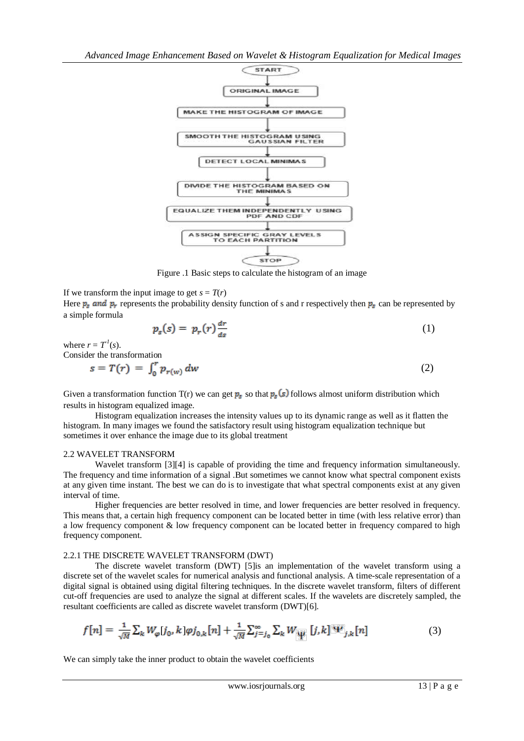START

ORIGINAL IMAGE

MAKE THE HISTOGRAM OF IMAGE

SMOOTH THE HISTOGRAM USING GAUSSIAN FILTER

DETECT LOCAL MINIMAS

DIVIDE THE HISTOGRAM BASED ON THE MINIMAS

EQUALIZE THEM INDEPENDENTLY USING PDF AND CDF

ASSIGN SPECIFIC GRAY LEVELS TO EACH PARTITION

STOP

Figure .1 Basic steps to calculate the histogram of an image

If we transform the input image to get $s = T(r)$

Here $p_s$ and $p_r$ represents the probability density function of s and r respectively then $p_s$ can be represented by a simple formula

$$p_s(s) = p_r(r)\frac{dr}{ds} \tag{1}$$

where $r = T^{1}(s)$.

Consider the transformation

$$s = T(r) = \int_0^r p_{r(w)}\, dw \tag{2}$$

Given a transformation function T(r) we can get $p_s$ so that $p_s(s)$ follows almost uniform distribution which results in histogram equalized image.

Histogram equalization increases the intensity values up to its dynamic range as well as it flatten the histogram. In many images we found the satisfactory result using histogram equalization technique but sometimes it over enhance the image due to its global treatment

## 2.2 WAVELET TRANSFORM

Wavelet transform [3][4] is capable of providing the time and frequency information simultaneously. The frequency and time information of a signal .But sometimes we cannot know what spectral component exists at any given time instant. The best we can do is to investigate that what spectral components exist at any given interval of time.

Higher frequencies are better resolved in time, and lower frequencies are better resolved in frequency. This means that, a certain high frequency component can be located better in time (with less relative error) than a low frequency component & low frequency component can be located better in frequency compared to high frequency component.

### 2.2.1 THE DISCRETE WAVELET TRANSFORM (DWT)

The discrete wavelet transform (DWT) [5]is an implementation of the wavelet transform using a discrete set of the wavelet scales for numerical analysis and functional analysis. A time-scale representation of a digital signal is obtained using digital filtering techniques. In the discrete wavelet transform, filters of different cut-off frequencies are used to analyze the signal at different scales. If the wavelets are discretely sampled, the resultant coefficients are called as discrete wavelet transform (DWT)[6].

$$f[n] = \frac{1}{\sqrt{M}}\sum_k W_\varphi[j_0,k]\varphi j_{0,k}[n] + \frac{1}{\sqrt{M}}\sum_{j=j_0}^{\infty}\sum_k W_\Psi[j,k]\Psi_{j,k}[n] \tag{3}$$

We can simply take the inner product to obtain the wavelet coefficients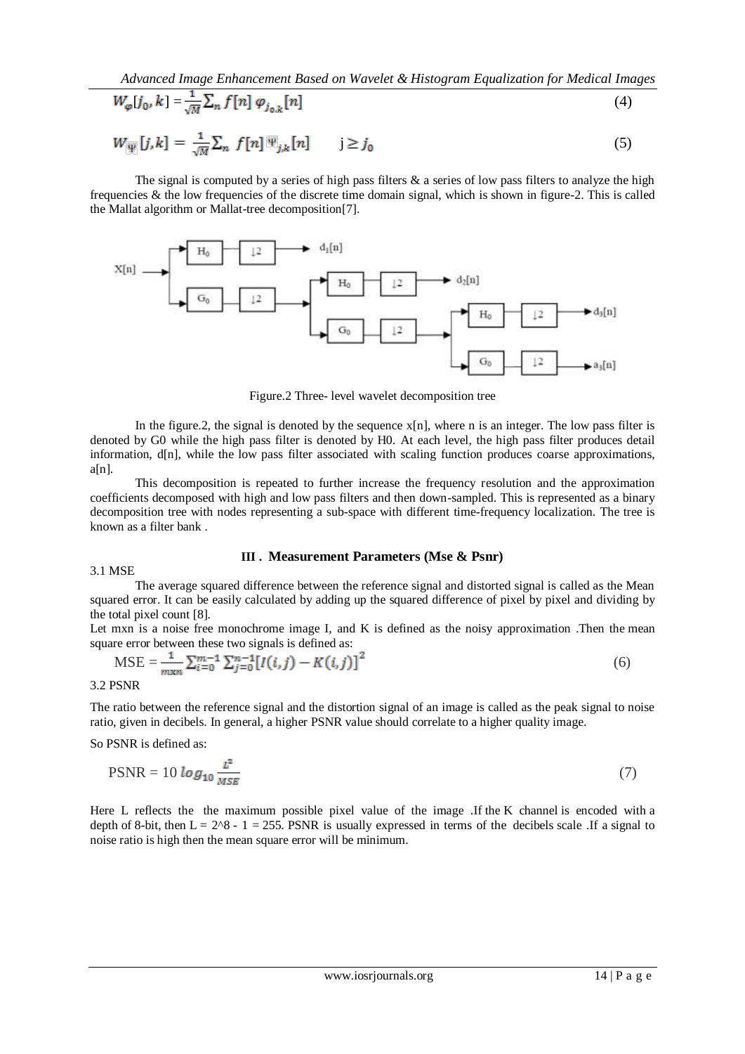$$W_{\varphi}[j_0, k] = \frac{1}{\sqrt{M}} \sum_n f[n]\, \varphi_{j_0,k}[n] \tag{4}$$

$$W_{\Psi}[j,k] = \frac{1}{\sqrt{M}} \sum_n f[n]\, \Psi_{j,k}[n] \qquad j \geq j_0 \tag{5}$$

The signal is computed by a series of high pass filters & a series of low pass filters to analyze the high frequencies & the low frequencies of the discrete time domain signal, which is shown in figure-2. This is called the Mallat algorithm or Mallat-tree decomposition[7].

Figure.2 Three- level wavelet decomposition tree

In the figure.2, the signal is denoted by the sequence x[n], where n is an integer. The low pass filter is denoted by G0 while the high pass filter is denoted by H0. At each level, the high pass filter produces detail information, d[n], while the low pass filter associated with scaling function produces coarse approximations, a[n].

This decomposition is repeated to further increase the frequency resolution and the approximation coefficients decomposed with high and low pass filters and then down-sampled. This is represented as a binary decomposition tree with nodes representing a sub-space with different time-frequency localization. The tree is known as a filter bank .

## III . Measurement Parameters (Mse & Psnr)

### 3.1 MSE

The average squared difference between the reference signal and distorted signal is called as the Mean squared error. It can be easily calculated by adding up the squared difference of pixel by pixel and dividing by the total pixel count [8].

Let mxn is a noise free monochrome image I, and K is defined as the noisy approximation .Then the mean square error between these two signals is defined as:

$$\text{MSE} = \frac{1}{mxn} \sum_{i=0}^{m-1} \sum_{j=0}^{n-1} [I(i,j) - K(i,j)]^2 \tag{6}$$

### 3.2 PSNR

The ratio between the reference signal and the distortion signal of an image is called as the peak signal to noise ratio, given in decibels. In general, a higher PSNR value should correlate to a higher quality image.

So PSNR is defined as:

$$\text{PSNR} = 10 \log_{10} \frac{L^2}{MSE} \tag{7}$$

Here L reflects the the maximum possible pixel value of the image .If the K channel is encoded with a depth of 8-bit, then $L = 2^8 - 1 = 255$. PSNR is usually expressed in terms of the decibels scale .If a signal to noise ratio is high then the mean square error will be minimum.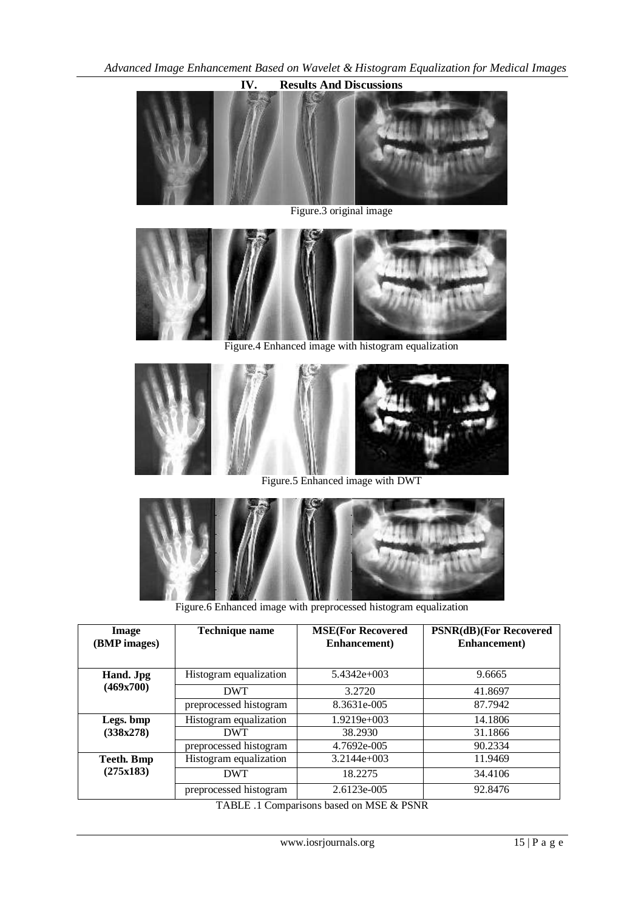## IV. Results And Discussions

Figure.3 original image

Figure.4 Enhanced image with histogram equalization

Figure.5 Enhanced image with DWT

Figure.6 Enhanced image with preprocessed histogram equalization

| Image (BMP images) | Technique name | MSE(For Recovered Enhancement) | PSNR(dB)(For Recovered Enhancement) |
|---|---|---|---|
| Hand. Jpg (469x700) | Histogram equalization | 5.4342e+003 | 9.6665 |
| | DWT | 3.2720 | 41.8697 |
| | preprocessed histogram | 8.3631e-005 | 87.7942 |
| Legs. bmp (338x278) | Histogram equalization | 1.9219e+003 | 14.1806 |
| | DWT | 38.2930 | 31.1866 |
| | preprocessed histogram | 4.7692e-005 | 90.2334 |
| Teeth. Bmp (275x183) | Histogram equalization | 3.2144e+003 | 11.9469 |
| | DWT | 18.2275 | 34.4106 |
| | preprocessed histogram | 2.6123e-005 | 92.8476 |

TABLE .1 Comparisons based on MSE & PSNR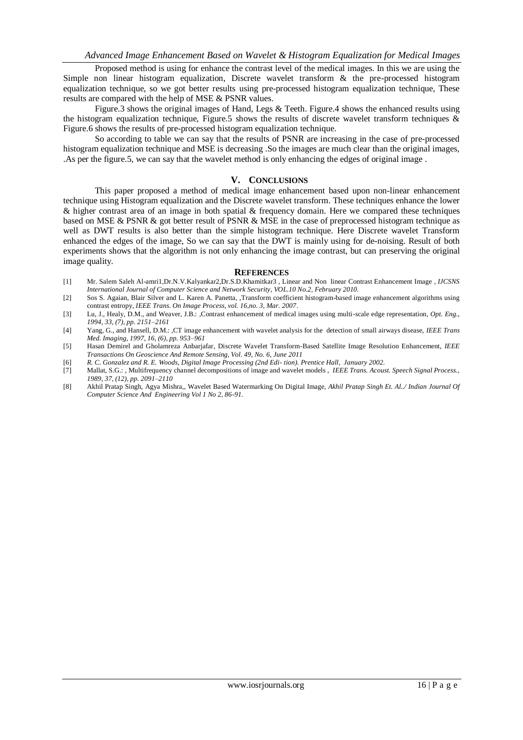Proposed method is using for enhance the contrast level of the medical images. In this we are using the Simple non linear histogram equalization, Discrete wavelet transform & the pre-processed histogram equalization technique, so we got better results using pre-processed histogram equalization technique, These results are compared with the help of MSE & PSNR values.

Figure.3 shows the original images of Hand, Legs & Teeth. Figure.4 shows the enhanced results using the histogram equalization technique, Figure.5 shows the results of discrete wavelet transform techniques & Figure.6 shows the results of pre-processed histogram equalization technique.

So according to table we can say that the results of PSNR are increasing in the case of pre-processed histogram equalization technique and MSE is decreasing .So the images are much clear than the original images, .As per the figure.5, we can say that the wavelet method is only enhancing the edges of original image .

## V. CONCLUSIONS

This paper proposed a method of medical image enhancement based upon non-linear enhancement technique using Histogram equalization and the Discrete wavelet transform. These techniques enhance the lower & higher contrast area of an image in both spatial & frequency domain. Here we compared these techniques based on MSE & PSNR & got better result of PSNR & MSE in the case of preprocessed histogram technique as well as DWT results is also better than the simple histogram technique. Here Discrete wavelet Transform enhanced the edges of the image, So we can say that the DWT is mainly using for de-noising. Result of both experiments shows that the algorithm is not only enhancing the image contrast, but can preserving the original image quality.

## REFERENCES

[1] Mr. Salem Saleh Al-amri1,Dr.N.V.Kalyankar2,Dr.S.D.Khamitkar3 , Linear and Non linear Contrast Enhancement Image , *IJCSNS International Journal of Computer Science and Network Security, VOL.10 No.2, February 2010.*

[2] Sos S. Agaian, Blair Silver and L. Karen A. Panetta, ,Transform coefficient histogram-based image enhancement algorithms using contrast entropy, *IEEE Trans. On Image Process, vol. 16,no. 3, Mar. 2007*.

[3] Lu, J., Healy, D.M., and Weaver, J.B.: ,Contrast enhancement of medical images using multi-scale edge representation, *Opt. Eng., 1994, 33, (7), pp. 2151–2161*

[4] Yang, G., and Hansell, D.M.: ,CT image enhancement with wavelet analysis for the detection of small airways disease, *IEEE Trans Med. Imaging, 1997, 16, (6), pp. 953–961*

[5] Hasan Demirel and Gholamreza Anbarjafar, Discrete Wavelet Transform-Based Satellite Image Resolution Enhancement, *IEEE Transactions On Geoscience And Remote Sensing, Vol. 49, No. 6, June 2011*

[6] *R. C. Gonzalez and R. E. Woods, Digital Image Processing (2nd Edi- tion). Prentice Hall, January 2002.*

[7] Mallat, S.G.: , Multifrequency channel decompositions of image and wavelet models , *IEEE Trans. Acoust. Speech Signal Process., 1989, 37, (12), pp. 2091–2110*

[8] Akhil Pratap Singh, Agya Mishra,, Wavelet Based Watermarking On Digital Image, *Akhil Pratap Singh Et. Al../ Indian Journal Of Computer Science And Engineering Vol 1 No 2, 86-91.*